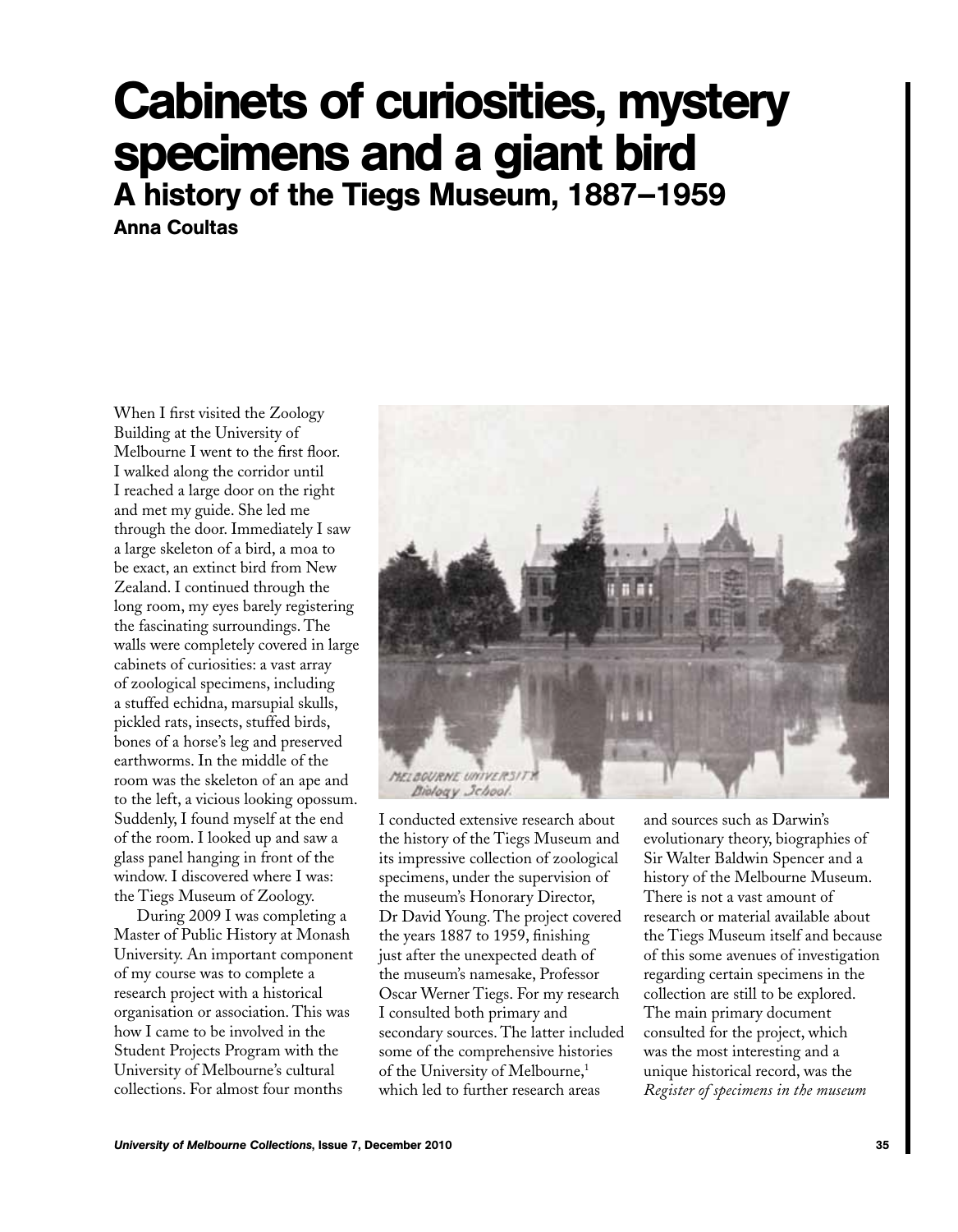# Cabinets of curiosities, mystery specimens and a giant bird

## A history of the Tiegs Museum, 1887–1959

**Anna Coultas**

When I first visited the Zoology Building at the University of Melbourne I went to the first floor. I walked along the corridor until I reached a large door on the right and met my guide. She led me through the door. Immediately I saw a large skeleton of a bird, a moa to be exact, an extinct bird from New Zealand. I continued through the long room, my eyes barely registering the fascinating surroundings. The walls were completely covered in large cabinets of curiosities: a vast array of zoological specimens, including a stuffed echidna, marsupial skulls, pickled rats, insects, stuffed birds, bones of a horse's leg and preserved earthworms. In the middle of the room was the skeleton of an ape and to the left, a vicious looking opossum. Suddenly, I found myself at the end of the room. I looked up and saw a glass panel hanging in front of the window. I discovered where I was: the Tiegs Museum of Zoology.

During 2009 I was completing a Master of Public History at Monash University. An important component of my course was to complete a research project with a historical organisation or association. This was how I came to be involved in the Student Projects Program with the University of Melbourne's cultural collections. For almost four months I conducted extensive research about the history of the Tiegs Museum and its impressive collection of zoological specimens, under the supervision of the museum's Honorary Director, Dr David Young. The project covered the years 1887 to 1959, finishing just after the unexpected death of the museum's namesake, Professor Oscar Werner Tiegs. For my research I consulted both primary and secondary sources. The latter included some of the comprehensive histories of the University of Melbourne,[1] which led to further research areas and sources such as Darwin's evolutionary theory, biographies of Sir Walter Baldwin Spencer and a history of the Melbourne Museum. There is not a vast amount of research or material available about the Tiegs Museum itself and because of this some avenues of investigation regarding certain specimens in the collection are still to be explored. The main primary document consulted for the project, which was the most interesting and a unique historical record, was the *Register of specimens in the museum*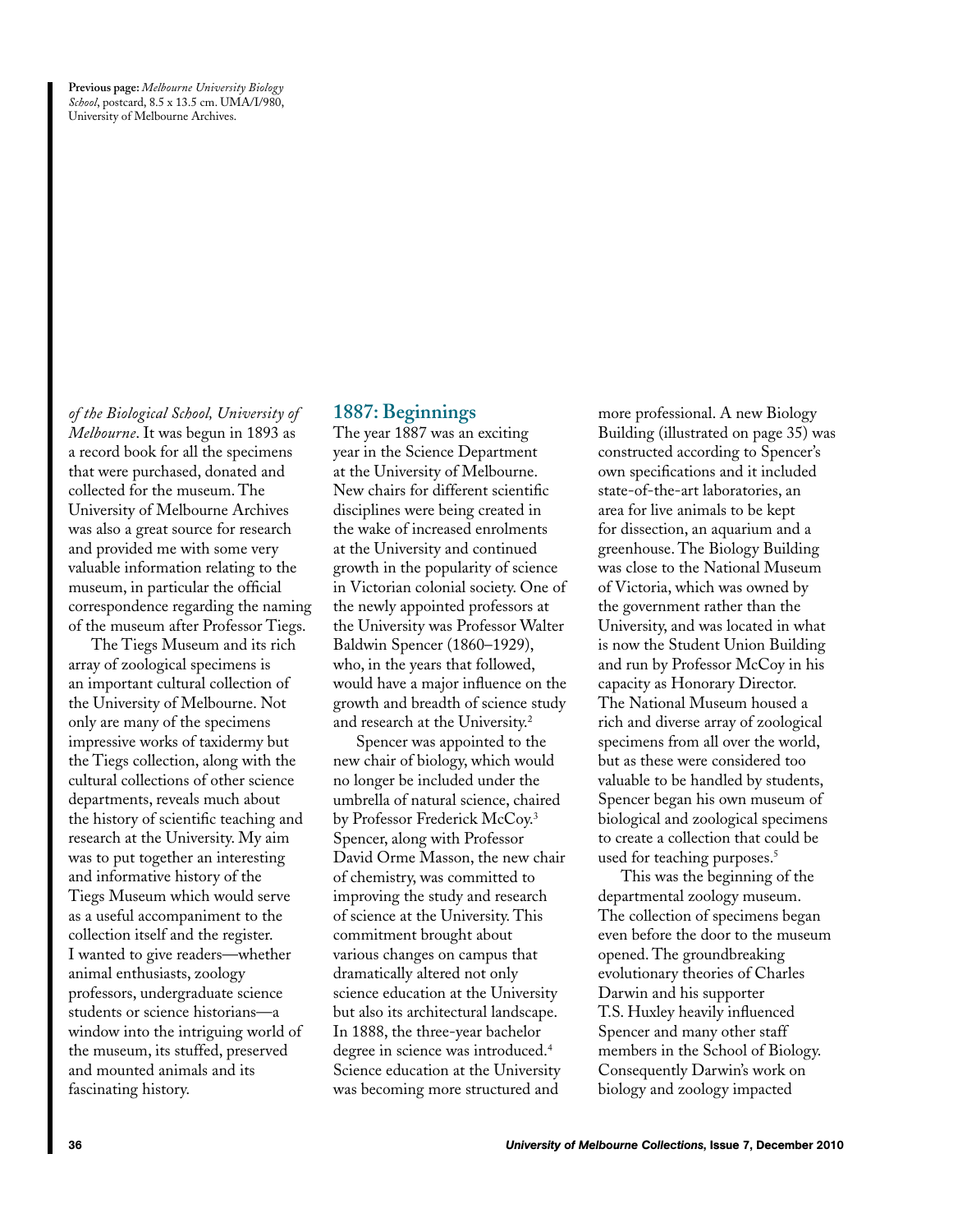**Previous page:** *Melbourne University Biology School*, postcard, 8.5 x 13.5 cm. UMA/I/980, University of Melbourne Archives.

*of the Biological School, University of Melbourne*. It was begun in 1893 as a record book for all the specimens that were purchased, donated and collected for the museum. The University of Melbourne Archives was also a great source for research and provided me with some very valuable information relating to the museum, in particular the official correspondence regarding the naming of the museum after Professor Tiegs.

The Tiegs Museum and its rich array of zoological specimens is an important cultural collection of the University of Melbourne. Not only are many of the specimens impressive works of taxidermy but the Tiegs collection, along with the cultural collections of other science departments, reveals much about the history of scientific teaching and research at the University. My aim was to put together an interesting and informative history of the Tiegs Museum which would serve as a useful accompaniment to the collection itself and the register. I wanted to give readers—whether animal enthusiasts, zoology professors, undergraduate science students or science historians—a window into the intriguing world of the museum, its stuffed, preserved and mounted animals and its fascinating history.

## 1887: Beginnings

The year 1887 was an exciting year in the Science Department at the University of Melbourne. New chairs for different scientific disciplines were being created in the wake of increased enrolments at the University and continued growth in the popularity of science in Victorian colonial society. One of the newly appointed professors at the University was Professor Walter Baldwin Spencer (1860–1929), who, in the years that followed, would have a major influence on the growth and breadth of science study and research at the University.[2]

Spencer was appointed to the new chair of biology, which would no longer be included under the umbrella of natural science, chaired by Professor Frederick McCoy.[3] Spencer, along with Professor David Orme Masson, the new chair of chemistry, was committed to improving the study and research of science at the University. This commitment brought about various changes on campus that dramatically altered not only science education at the University but also its architectural landscape. In 1888, the three-year bachelor degree in science was introduced.[4] Science education at the University was becoming more structured and more professional. A new Biology Building (illustrated on page 35) was constructed according to Spencer's own specifications and it included state-of-the-art laboratories, an area for live animals to be kept for dissection, an aquarium and a greenhouse. The Biology Building was close to the National Museum of Victoria, which was owned by the government rather than the University, and was located in what is now the Student Union Building and run by Professor McCoy in his capacity as Honorary Director. The National Museum housed a rich and diverse array of zoological specimens from all over the world, but as these were considered too valuable to be handled by students, Spencer began his own museum of biological and zoological specimens to create a collection that could be used for teaching purposes.[5]

This was the beginning of the departmental zoology museum. The collection of specimens began even before the door to the museum opened. The groundbreaking evolutionary theories of Charles Darwin and his supporter T.S. Huxley heavily influenced Spencer and many other staff members in the School of Biology. Consequently Darwin's work on biology and zoology impacted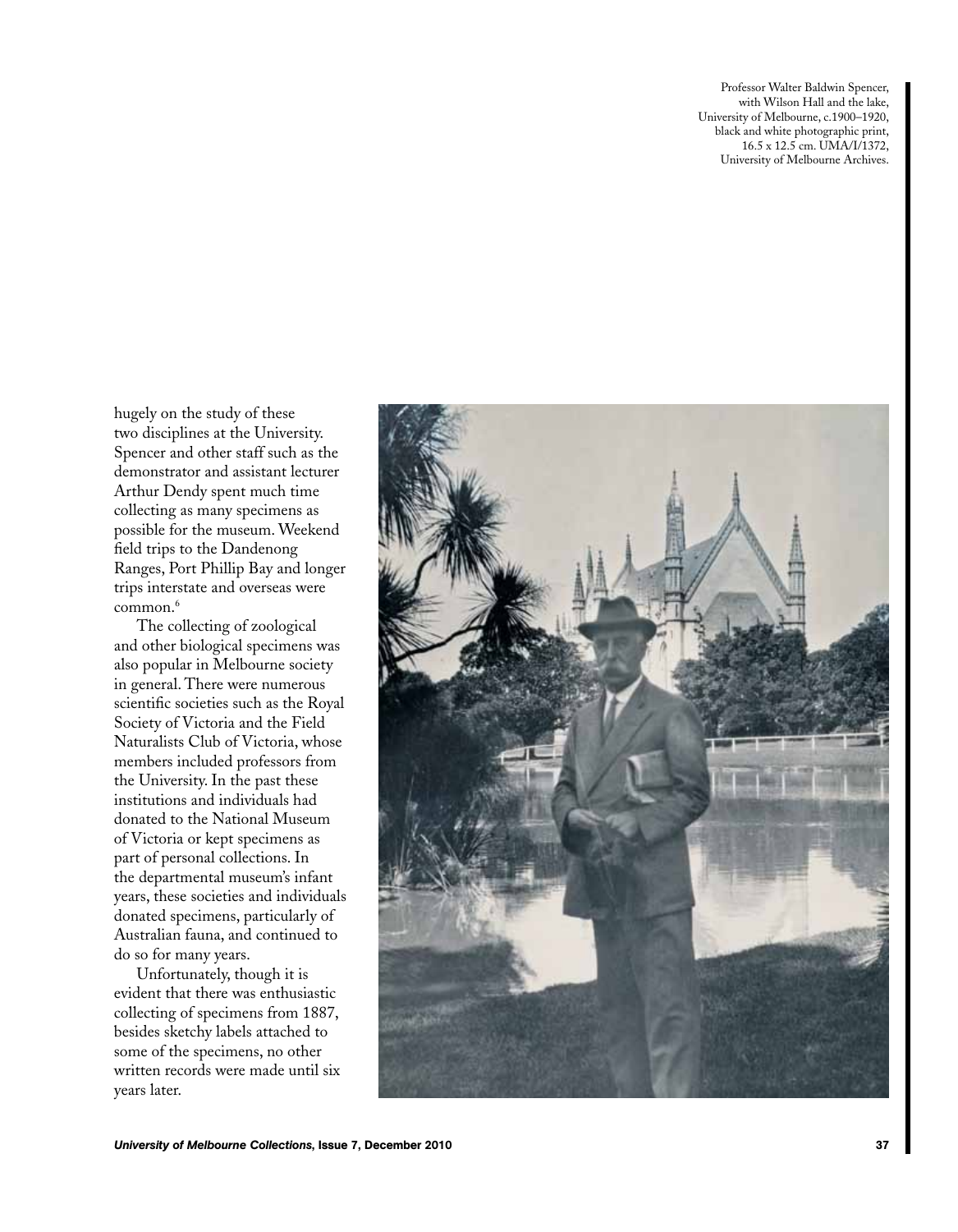Professor Walter Baldwin Spencer, with Wilson Hall and the lake, University of Melbourne, c.1900–1920, black and white photographic print, 16.5 x 12.5 cm. UMA/I/1372, University of Melbourne Archives.

hugely on the study of these two disciplines at the University. Spencer and other staff such as the demonstrator and assistant lecturer Arthur Dendy spent much time collecting as many specimens as possible for the museum. Weekend field trips to the Dandenong Ranges, Port Phillip Bay and longer trips interstate and overseas were common.[6]

The collecting of zoological and other biological specimens was also popular in Melbourne society in general. There were numerous scientific societies such as the Royal Society of Victoria and the Field Naturalists Club of Victoria, whose members included professors from the University. In the past these institutions and individuals had donated to the National Museum of Victoria or kept specimens as part of personal collections. In the departmental museum's infant years, these societies and individuals donated specimens, particularly of Australian fauna, and continued to do so for many years.

Unfortunately, though it is evident that there was enthusiastic collecting of specimens from 1887, besides sketchy labels attached to some of the specimens, no other written records were made until six years later.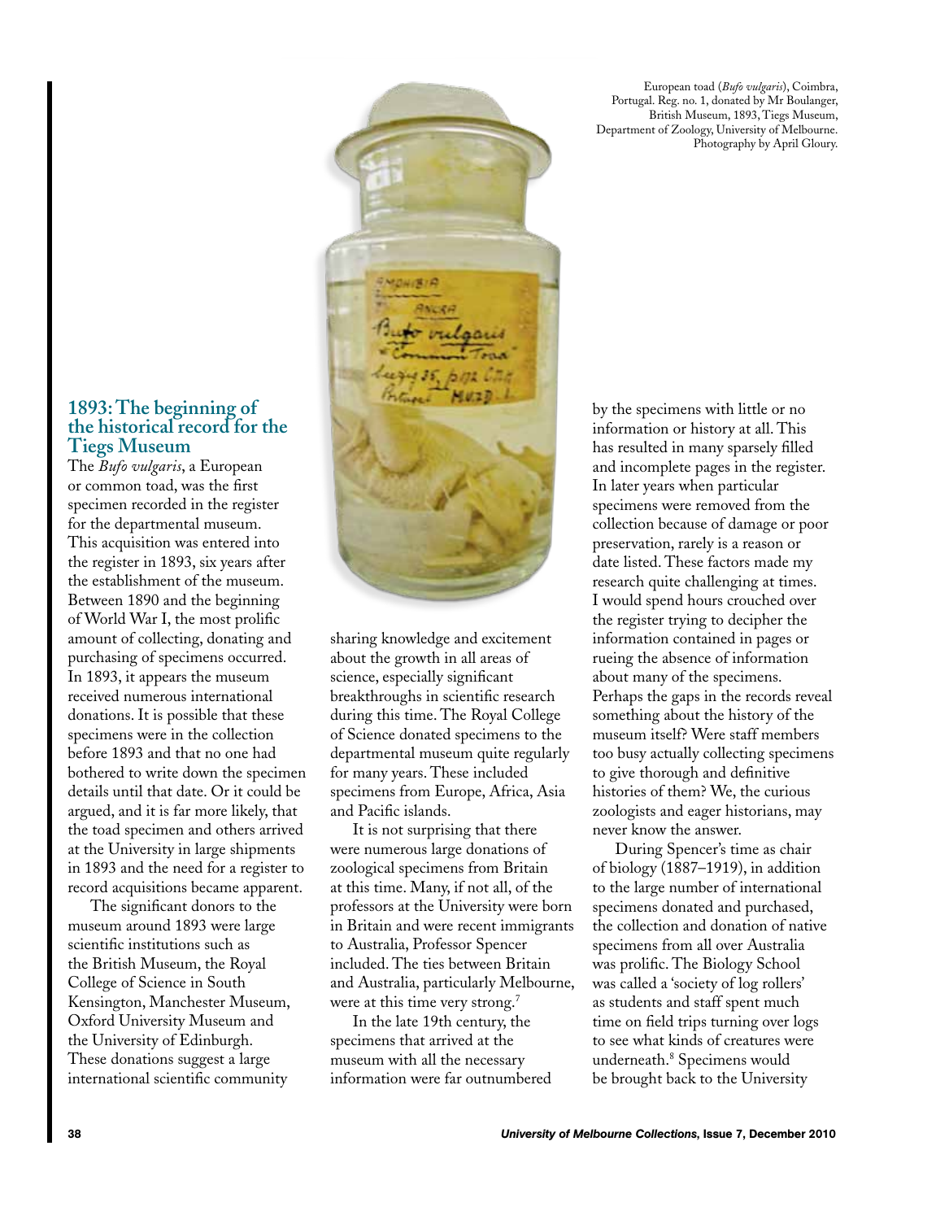European toad (*Bufo vulgaris*), Coimbra, Portugal. Reg. no. 1, donated by Mr Boulanger, British Museum, 1893, Tiegs Museum, Department of Zoology, University of Melbourne. Photography by April Gloury.

## 1893: The beginning of the historical record for the Tiegs Museum

The *Bufo vulgaris*, a European or common toad, was the first specimen recorded in the register for the departmental museum. This acquisition was entered into the register in 1893, six years after the establishment of the museum. Between 1890 and the beginning of World War I, the most prolific amount of collecting, donating and purchasing of specimens occurred. In 1893, it appears the museum received numerous international donations. It is possible that these specimens were in the collection before 1893 and that no one had bothered to write down the specimen details until that date. Or it could be argued, and it is far more likely, that the toad specimen and others arrived at the University in large shipments in 1893 and the need for a register to record acquisitions became apparent.

The significant donors to the museum around 1893 were large scientific institutions such as the British Museum, the Royal College of Science in South Kensington, Manchester Museum, Oxford University Museum and the University of Edinburgh. These donations suggest a large international scientific community sharing knowledge and excitement about the growth in all areas of science, especially significant breakthroughs in scientific research during this time. The Royal College of Science donated specimens to the departmental museum quite regularly for many years. These included specimens from Europe, Africa, Asia and Pacific islands.

It is not surprising that there were numerous large donations of zoological specimens from Britain at this time. Many, if not all, of the professors at the University were born in Britain and were recent immigrants to Australia, Professor Spencer included. The ties between Britain and Australia, particularly Melbourne, were at this time very strong.[7]

In the late 19th century, the specimens that arrived at the museum with all the necessary information were far outnumbered by the specimens with little or no information or history at all. This has resulted in many sparsely filled and incomplete pages in the register. In later years when particular specimens were removed from the collection because of damage or poor preservation, rarely is a reason or date listed. These factors made my research quite challenging at times. I would spend hours crouched over the register trying to decipher the information contained in pages or rueing the absence of information about many of the specimens. Perhaps the gaps in the records reveal something about the history of the museum itself? Were staff members too busy actually collecting specimens to give thorough and definitive histories of them? We, the curious zoologists and eager historians, may never know the answer.

During Spencer's time as chair of biology (1887–1919), in addition to the large number of international specimens donated and purchased, the collection and donation of native specimens from all over Australia was prolific. The Biology School was called a 'society of log rollers' as students and staff spent much time on field trips turning over logs to see what kinds of creatures were underneath.[8] Specimens would be brought back to the University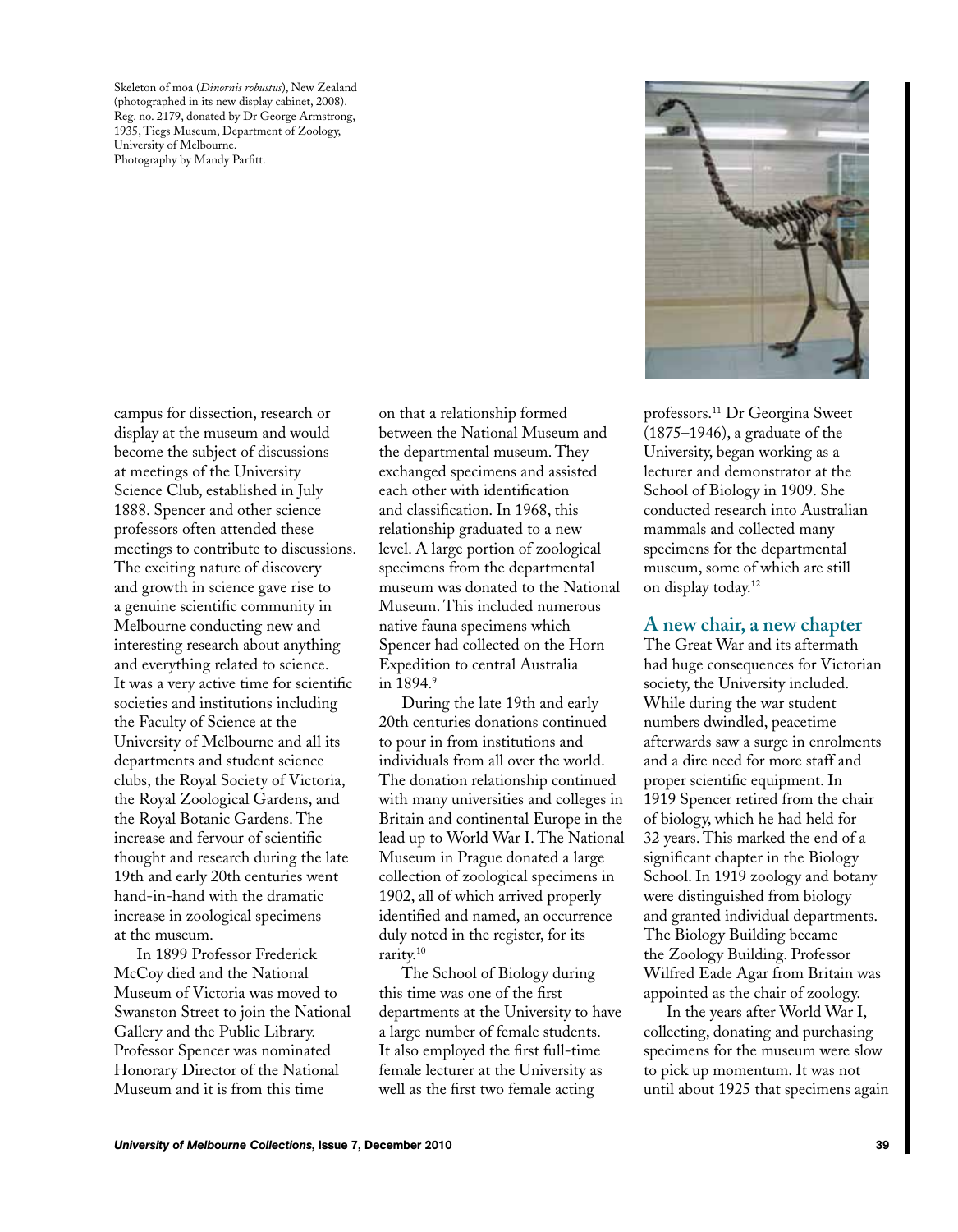Skeleton of moa (*Dinornis robustus*), New Zealand (photographed in its new display cabinet, 2008). Reg. no. 2179, donated by Dr George Armstrong, 1935, Tiegs Museum, Department of Zoology, University of Melbourne. Photography by Mandy Parfitt.

campus for dissection, research or display at the museum and would become the subject of discussions at meetings of the University Science Club, established in July 1888. Spencer and other science professors often attended these meetings to contribute to discussions. The exciting nature of discovery and growth in science gave rise to a genuine scientific community in Melbourne conducting new and interesting research about anything and everything related to science. It was a very active time for scientific societies and institutions including the Faculty of Science at the University of Melbourne and all its departments and student science clubs, the Royal Society of Victoria, the Royal Zoological Gardens, and the Royal Botanic Gardens. The increase and fervour of scientific thought and research during the late 19th and early 20th centuries went hand-in-hand with the dramatic increase in zoological specimens at the museum.

In 1899 Professor Frederick McCoy died and the National Museum of Victoria was moved to Swanston Street to join the National Gallery and the Public Library. Professor Spencer was nominated Honorary Director of the National Museum and it is from this time on that a relationship formed between the National Museum and the departmental museum. They exchanged specimens and assisted each other with identification and classification. In 1968, this relationship graduated to a new level. A large portion of zoological specimens from the departmental museum was donated to the National Museum. This included numerous native fauna specimens which Spencer had collected on the Horn Expedition to central Australia in 1894.[9]

During the late 19th and early 20th centuries donations continued to pour in from institutions and individuals from all over the world. The donation relationship continued with many universities and colleges in Britain and continental Europe in the lead up to World War I. The National Museum in Prague donated a large collection of zoological specimens in 1902, all of which arrived properly identified and named, an occurrence duly noted in the register, for its rarity.[10]

The School of Biology during this time was one of the first departments at the University to have a large number of female students. It also employed the first full-time female lecturer at the University as well as the first two female acting professors.[11] Dr Georgina Sweet (1875–1946), a graduate of the University, began working as a lecturer and demonstrator at the School of Biology in 1909. She conducted research into Australian mammals and collected many specimens for the departmental museum, some of which are still on display today.[12]

## A new chair, a new chapter

The Great War and its aftermath had huge consequences for Victorian society, the University included. While during the war student numbers dwindled, peacetime afterwards saw a surge in enrolments and a dire need for more staff and proper scientific equipment. In 1919 Spencer retired from the chair of biology, which he had held for 32 years. This marked the end of a significant chapter in the Biology School. In 1919 zoology and botany were distinguished from biology and granted individual departments. The Biology Building became the Zoology Building. Professor Wilfred Eade Agar from Britain was appointed as the chair of zoology.

In the years after World War I, collecting, donating and purchasing specimens for the museum were slow to pick up momentum. It was not until about 1925 that specimens again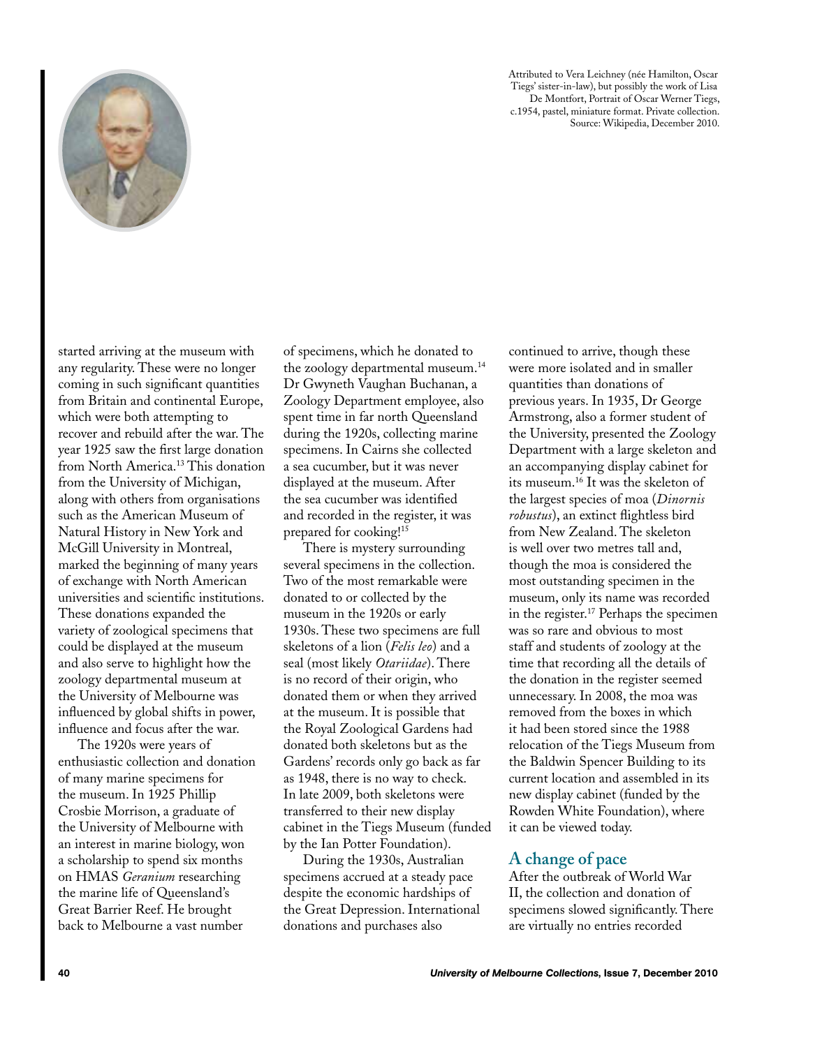Attributed to Vera Leichney (née Hamilton, Oscar Tiegs' sister-in-law), but possibly the work of Lisa De Montfort, Portrait of Oscar Werner Tiegs, c.1954, pastel, miniature format. Private collection. Source: Wikipedia, December 2010.

started arriving at the museum with any regularity. These were no longer coming in such significant quantities from Britain and continental Europe, which were both attempting to recover and rebuild after the war. The year 1925 saw the first large donation from North America.[13] This donation from the University of Michigan, along with others from organisations such as the American Museum of Natural History in New York and McGill University in Montreal, marked the beginning of many years of exchange with North American universities and scientific institutions. These donations expanded the variety of zoological specimens that could be displayed at the museum and also serve to highlight how the zoology departmental museum at the University of Melbourne was influenced by global shifts in power, influence and focus after the war.

The 1920s were years of enthusiastic collection and donation of many marine specimens for the museum. In 1925 Phillip Crosbie Morrison, a graduate of the University of Melbourne with an interest in marine biology, won a scholarship to spend six months on HMAS *Geranium* researching the marine life of Queensland's Great Barrier Reef. He brought back to Melbourne a vast number of specimens, which he donated to the zoology departmental museum.[14] Dr Gwyneth Vaughan Buchanan, a Zoology Department employee, also spent time in far north Queensland during the 1920s, collecting marine specimens. In Cairns she collected a sea cucumber, but it was never displayed at the museum. After the sea cucumber was identified and recorded in the register, it was prepared for cooking![15]

There is mystery surrounding several specimens in the collection. Two of the most remarkable were donated to or collected by the museum in the 1920s or early 1930s. These two specimens are full skeletons of a lion (*Felis leo*) and a seal (most likely *Otariidae*). There is no record of their origin, who donated them or when they arrived at the museum. It is possible that the Royal Zoological Gardens had donated both skeletons but as the Gardens' records only go back as far as 1948, there is no way to check. In late 2009, both skeletons were transferred to their new display cabinet in the Tiegs Museum (funded by the Ian Potter Foundation).

During the 1930s, Australian specimens accrued at a steady pace despite the economic hardships of the Great Depression. International donations and purchases also continued to arrive, though these were more isolated and in smaller quantities than donations of previous years. In 1935, Dr George Armstrong, also a former student of the University, presented the Zoology Department with a large skeleton and an accompanying display cabinet for its museum.[16] It was the skeleton of the largest species of moa (*Dinornis robustus*), an extinct flightless bird from New Zealand. The skeleton is well over two metres tall and, though the moa is considered the most outstanding specimen in the museum, only its name was recorded in the register.[17] Perhaps the specimen was so rare and obvious to most staff and students of zoology at the time that recording all the details of the donation in the register seemed unnecessary. In 2008, the moa was removed from the boxes in which it had been stored since the 1988 relocation of the Tiegs Museum from the Baldwin Spencer Building to its current location and assembled in its new display cabinet (funded by the Rowden White Foundation), where it can be viewed today.

## A change of pace

After the outbreak of World War II, the collection and donation of specimens slowed significantly. There are virtually no entries recorded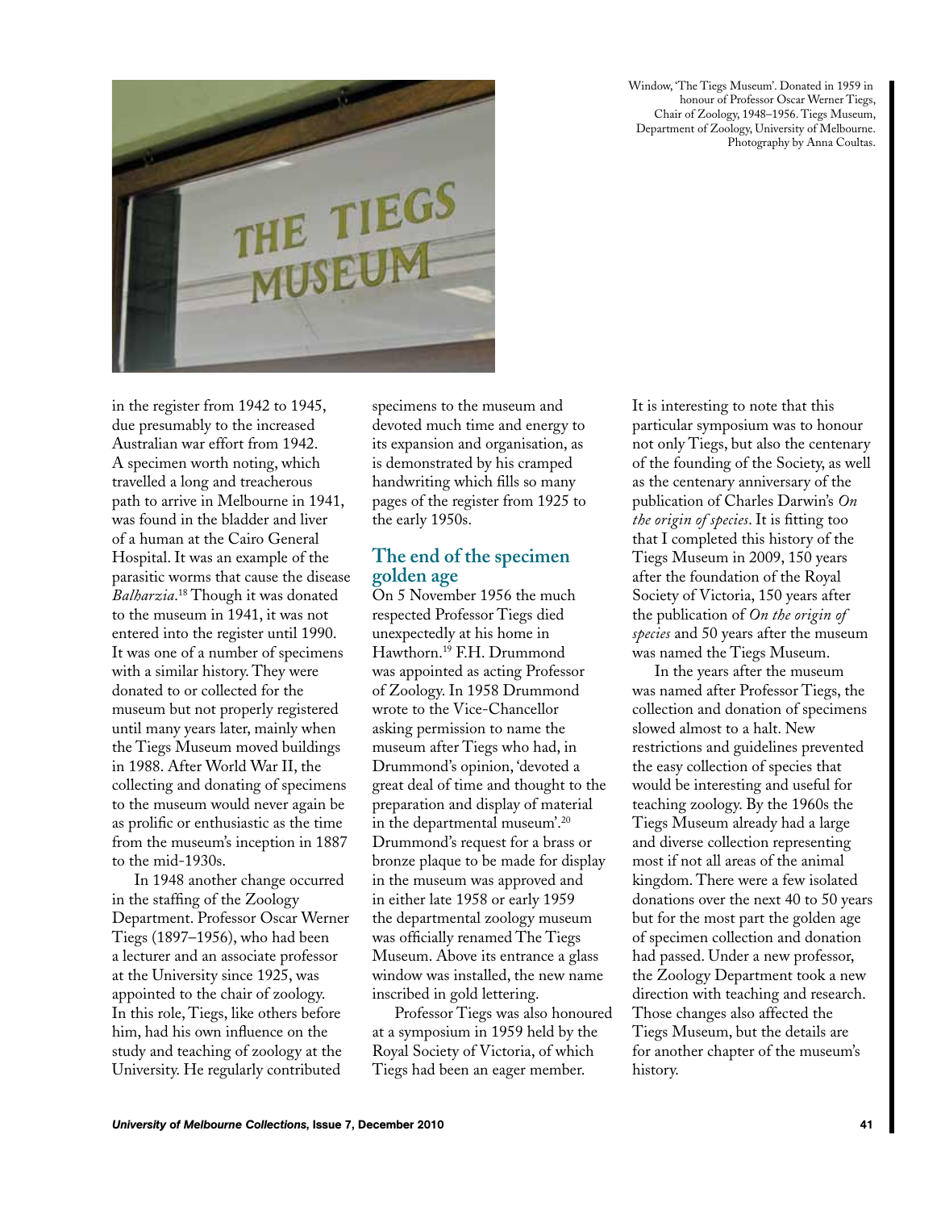Window, 'The Tiegs Museum'. Donated in 1959 in honour of Professor Oscar Werner Tiegs, Chair of Zoology, 1948–1956. Tiegs Museum, Department of Zoology, University of Melbourne. Photography by Anna Coultas.

in the register from 1942 to 1945, due presumably to the increased Australian war effort from 1942. A specimen worth noting, which travelled a long and treacherous path to arrive in Melbourne in 1941, was found in the bladder and liver of a human at the Cairo General Hospital. It was an example of the parasitic worms that cause the disease *Balharzia*.[18] Though it was donated to the museum in 1941, it was not entered into the register until 1990. It was one of a number of specimens with a similar history. They were donated to or collected for the museum but not properly registered until many years later, mainly when the Tiegs Museum moved buildings in 1988. After World War II, the collecting and donating of specimens to the museum would never again be as prolific or enthusiastic as the time from the museum's inception in 1887 to the mid-1930s.

In 1948 another change occurred in the staffing of the Zoology Department. Professor Oscar Werner Tiegs (1897–1956), who had been a lecturer and an associate professor at the University since 1925, was appointed to the chair of zoology. In this role, Tiegs, like others before him, had his own influence on the study and teaching of zoology at the University. He regularly contributed specimens to the museum and devoted much time and energy to its expansion and organisation, as is demonstrated by his cramped handwriting which fills so many pages of the register from 1925 to the early 1950s.

## The end of the specimen golden age

On 5 November 1956 the much respected Professor Tiegs died unexpectedly at his home in Hawthorn.[19] F.H. Drummond was appointed as acting Professor of Zoology. In 1958 Drummond wrote to the Vice-Chancellor asking permission to name the museum after Tiegs who had, in Drummond's opinion, 'devoted a great deal of time and thought to the preparation and display of material in the departmental museum'.[20] Drummond's request for a brass or bronze plaque to be made for display in the museum was approved and in either late 1958 or early 1959 the departmental zoology museum was officially renamed The Tiegs Museum. Above its entrance a glass window was installed, the new name inscribed in gold lettering.

Professor Tiegs was also honoured at a symposium in 1959 held by the Royal Society of Victoria, of which Tiegs had been an eager member. It is interesting to note that this particular symposium was to honour not only Tiegs, but also the centenary of the founding of the Society, as well as the centenary anniversary of the publication of Charles Darwin's *On the origin of species*. It is fitting too that I completed this history of the Tiegs Museum in 2009, 150 years after the foundation of the Royal Society of Victoria, 150 years after the publication of *On the origin of species* and 50 years after the museum was named the Tiegs Museum.

In the years after the museum was named after Professor Tiegs, the collection and donation of specimens slowed almost to a halt. New restrictions and guidelines prevented the easy collection of species that would be interesting and useful for teaching zoology. By the 1960s the Tiegs Museum already had a large and diverse collection representing most if not all areas of the animal kingdom. There were a few isolated donations over the next 40 to 50 years but for the most part the golden age of specimen collection and donation had passed. Under a new professor, the Zoology Department took a new direction with teaching and research. Those changes also affected the Tiegs Museum, but the details are for another chapter of the museum's history.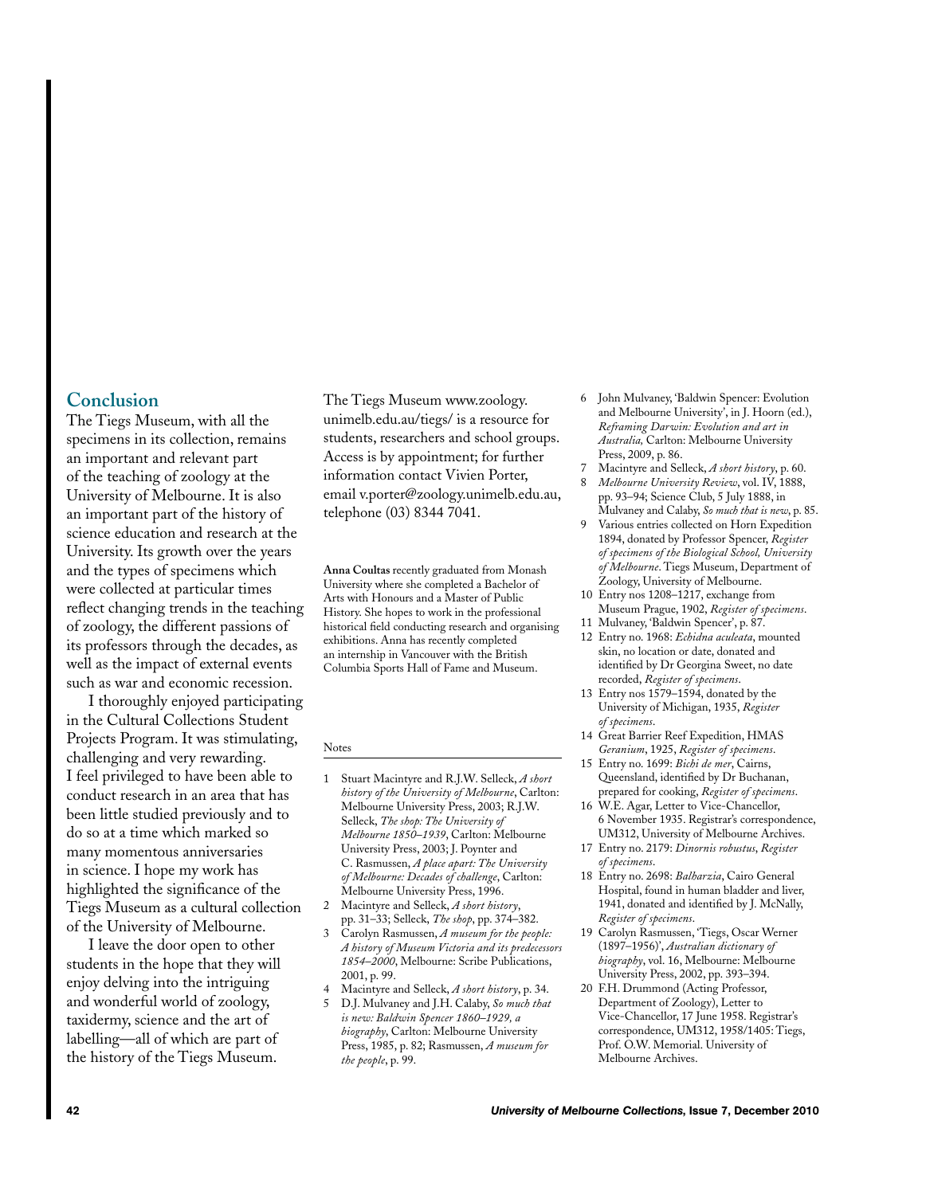## Conclusion

The Tiegs Museum, with all the specimens in its collection, remains an important and relevant part of the teaching of zoology at the University of Melbourne. It is also an important part of the history of science education and research at the University. Its growth over the years and the types of specimens which were collected at particular times reflect changing trends in the teaching of zoology, the different passions of its professors through the decades, as well as the impact of external events such as war and economic recession.

I thoroughly enjoyed participating in the Cultural Collections Student Projects Program. It was stimulating, challenging and very rewarding. I feel privileged to have been able to conduct research in an area that has been little studied previously and to do so at a time which marked so many momentous anniversaries in science. I hope my work has highlighted the significance of the Tiegs Museum as a cultural collection of the University of Melbourne.

I leave the door open to other students in the hope that they will enjoy delving into the intriguing and wonderful world of zoology, taxidermy, science and the art of labelling—all of which are part of the history of the Tiegs Museum.

The Tiegs Museum www.zoology.unimelb.edu.au/tiegs/ is a resource for students, researchers and school groups. Access is by appointment; for further information contact Vivien Porter, email v.porter@zoology.unimelb.edu.au, telephone (03) 8344 7041.

**Anna Coultas** recently graduated from Monash University where she completed a Bachelor of Arts with Honours and a Master of Public History. She hopes to work in the professional historical field conducting research and organising exhibitions. Anna has recently completed an internship in Vancouver with the British Columbia Sports Hall of Fame and Museum.

Notes

1. Stuart Macintyre and R.J.W. Selleck, *A short history of the University of Melbourne*, Carlton: Melbourne University Press, 2003; R.J.W. Selleck, *The shop: The University of Melbourne 1850–1939*, Carlton: Melbourne University Press, 2003; J. Poynter and C. Rasmussen, *A place apart: The University of Melbourne: Decades of challenge*, Carlton: Melbourne University Press, 1996.
2. Macintyre and Selleck, *A short history*, pp. 31–33; Selleck, *The shop*, pp. 374–382.
3. Carolyn Rasmussen, *A museum for the people: A history of Museum Victoria and its predecessors 1854–2000*, Melbourne: Scribe Publications, 2001, p. 99.
4. Macintyre and Selleck, *A short history*, p. 34.
5. D.J. Mulvaney and J.H. Calaby, *So much that is new: Baldwin Spencer 1860–1929, a biography*, Carlton: Melbourne University Press, 1985, p. 82; Rasmussen, *A museum for the people*, p. 99.
6. John Mulvaney, 'Baldwin Spencer: Evolution and Melbourne University', in J. Hoorn (ed.), *Reframing Darwin: Evolution and art in Australia,* Carlton: Melbourne University Press, 2009, p. 86.
7. Macintyre and Selleck, *A short history*, p. 60.
8. *Melbourne University Review*, vol. IV, 1888, pp. 93–94; Science Club, 5 July 1888, in Mulvaney and Calaby, *So much that is new*, p. 85.
9. Various entries collected on Horn Expedition 1894, donated by Professor Spencer, *Register of specimens of the Biological School, University of Melbourne*. Tiegs Museum, Department of Zoology, University of Melbourne.
10. Entry nos 1208–1217, exchange from Museum Prague, 1902, *Register of specimens*.
11. Mulvaney, 'Baldwin Spencer', p. 87.
12. Entry no. 1968: *Echidna aculeata*, mounted skin, no location or date, donated and identified by Dr Georgina Sweet, no date recorded, *Register of specimens*.
13. Entry nos 1579–1594, donated by the University of Michigan, 1935, *Register of specimens*.
14. Great Barrier Reef Expedition, HMAS *Geranium*, 1925, *Register of specimens*.
15. Entry no. 1699: *Bichi de mer*, Cairns, Queensland, identified by Dr Buchanan, prepared for cooking, *Register of specimens*.
16. W.E. Agar, Letter to Vice-Chancellor, 6 November 1935. Registrar's correspondence, UM312, University of Melbourne Archives.
17. Entry no. 2179: *Dinornis robustus*, *Register of specimens*.
18. Entry no. 2698: *Balharzia*, Cairo General Hospital, found in human bladder and liver, 1941, donated and identified by J. McNally, *Register of specimens*.
19. Carolyn Rasmussen, 'Tiegs, Oscar Werner (1897–1956)', *Australian dictionary of biography*, vol. 16, Melbourne: Melbourne University Press, 2002, pp. 393–394.
20. F.H. Drummond (Acting Professor, Department of Zoology), Letter to Vice-Chancellor, 17 June 1958. Registrar's correspondence, UM312, 1958/1405: Tiegs, Prof. O.W. Memorial. University of Melbourne Archives.